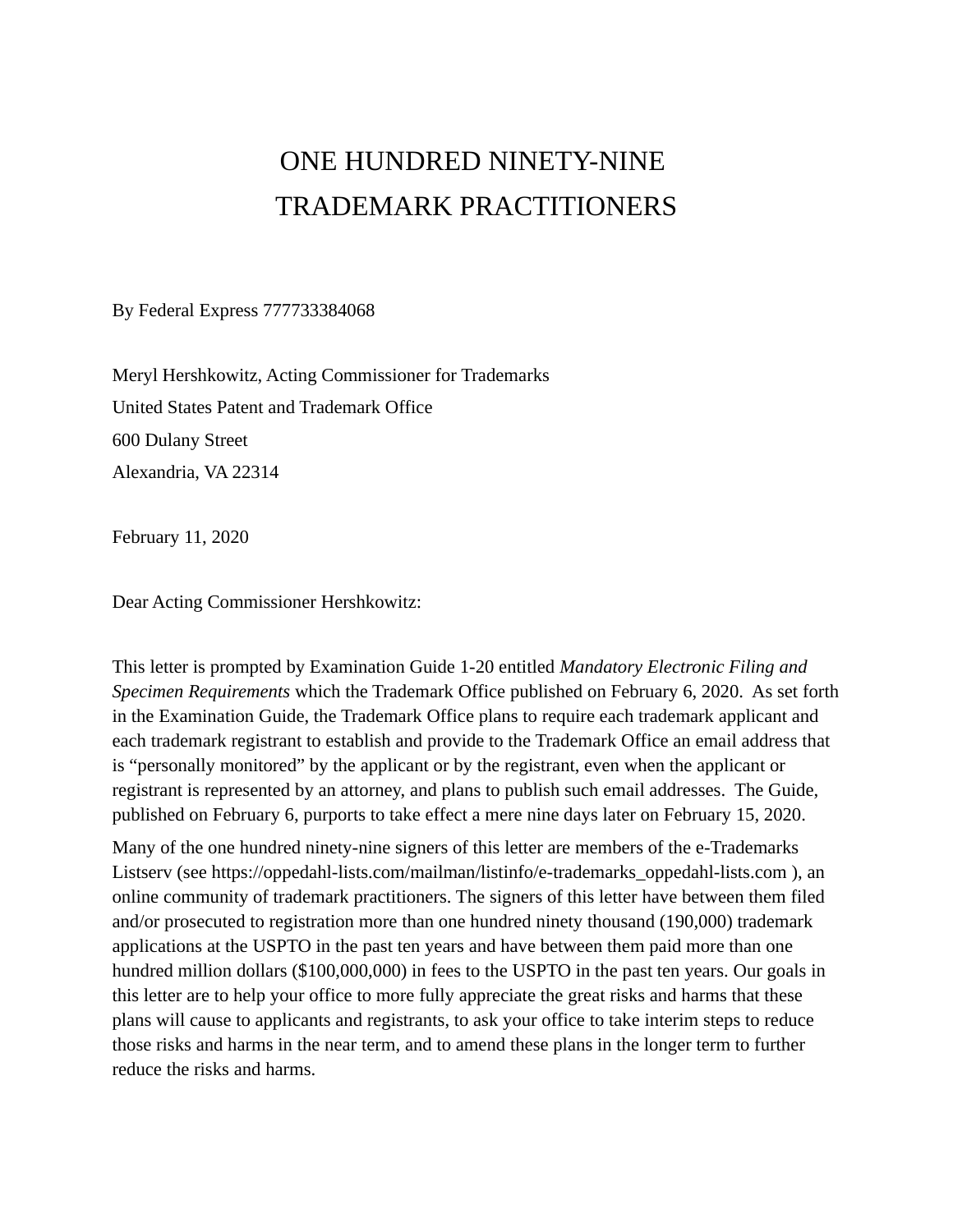# ONE HUNDRED NINETY-NINE TRADEMARK PRACTITIONERS

By Federal Express 777733384068

Meryl Hershkowitz, Acting Commissioner for Trademarks
United States Patent and Trademark Office
600 Dulany Street
Alexandria, VA 22314

February 11, 2020

Dear Acting Commissioner Hershkowitz:

This letter is prompted by Examination Guide 1-20 entitled *Mandatory Electronic Filing and Specimen Requirements* which the Trademark Office published on February 6, 2020. As set forth in the Examination Guide, the Trademark Office plans to require each trademark applicant and each trademark registrant to establish and provide to the Trademark Office an email address that is "personally monitored" by the applicant or by the registrant, even when the applicant or registrant is represented by an attorney, and plans to publish such email addresses. The Guide, published on February 6, purports to take effect a mere nine days later on February 15, 2020.

Many of the one hundred ninety-nine signers of this letter are members of the e-Trademarks Listserv (see https://oppedahl-lists.com/mailman/listinfo/e-trademarks_oppedahl-lists.com ), an online community of trademark practitioners. The signers of this letter have between them filed and/or prosecuted to registration more than one hundred ninety thousand (190,000) trademark applications at the USPTO in the past ten years and have between them paid more than one hundred million dollars ($100,000,000) in fees to the USPTO in the past ten years. Our goals in this letter are to help your office to more fully appreciate the great risks and harms that these plans will cause to applicants and registrants, to ask your office to take interim steps to reduce those risks and harms in the near term, and to amend these plans in the longer term to further reduce the risks and harms.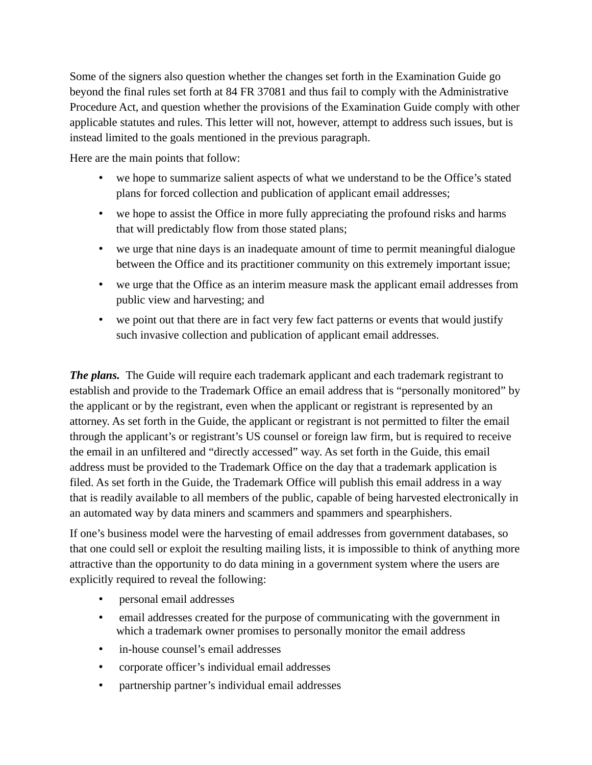Some of the signers also question whether the changes set forth in the Examination Guide go beyond the final rules set forth at 84 FR 37081 and thus fail to comply with the Administrative Procedure Act, and question whether the provisions of the Examination Guide comply with other applicable statutes and rules. This letter will not, however, attempt to address such issues, but is instead limited to the goals mentioned in the previous paragraph.

Here are the main points that follow:

- we hope to summarize salient aspects of what we understand to be the Office's stated plans for forced collection and publication of applicant email addresses;
- we hope to assist the Office in more fully appreciating the profound risks and harms that will predictably flow from those stated plans;
- we urge that nine days is an inadequate amount of time to permit meaningful dialogue between the Office and its practitioner community on this extremely important issue;
- we urge that the Office as an interim measure mask the applicant email addresses from public view and harvesting; and
- we point out that there are in fact very few fact patterns or events that would justify such invasive collection and publication of applicant email addresses.

***The plans.*** The Guide will require each trademark applicant and each trademark registrant to establish and provide to the Trademark Office an email address that is "personally monitored" by the applicant or by the registrant, even when the applicant or registrant is represented by an attorney. As set forth in the Guide, the applicant or registrant is not permitted to filter the email through the applicant's or registrant's US counsel or foreign law firm, but is required to receive the email in an unfiltered and "directly accessed" way. As set forth in the Guide, this email address must be provided to the Trademark Office on the day that a trademark application is filed. As set forth in the Guide, the Trademark Office will publish this email address in a way that is readily available to all members of the public, capable of being harvested electronically in an automated way by data miners and scammers and spammers and spearphishers.

If one's business model were the harvesting of email addresses from government databases, so that one could sell or exploit the resulting mailing lists, it is impossible to think of anything more attractive than the opportunity to do data mining in a government system where the users are explicitly required to reveal the following:

- personal email addresses
- email addresses created for the purpose of communicating with the government in which a trademark owner promises to personally monitor the email address
- in-house counsel's email addresses
- corporate officer's individual email addresses
- partnership partner's individual email addresses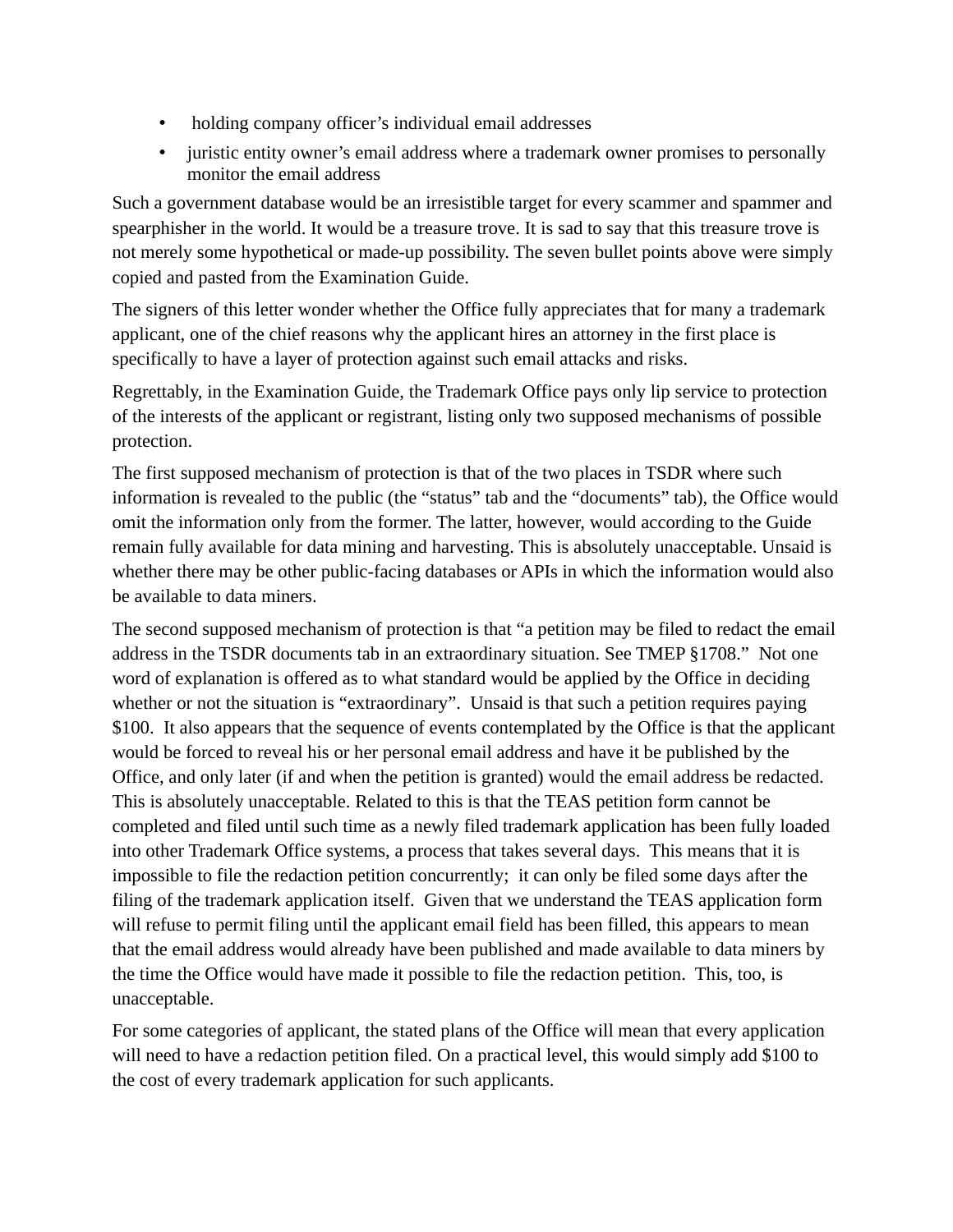- holding company officer's individual email addresses
- juristic entity owner's email address where a trademark owner promises to personally monitor the email address

Such a government database would be an irresistible target for every scammer and spammer and spearphisher in the world. It would be a treasure trove. It is sad to say that this treasure trove is not merely some hypothetical or made-up possibility. The seven bullet points above were simply copied and pasted from the Examination Guide.

The signers of this letter wonder whether the Office fully appreciates that for many a trademark applicant, one of the chief reasons why the applicant hires an attorney in the first place is specifically to have a layer of protection against such email attacks and risks.

Regrettably, in the Examination Guide, the Trademark Office pays only lip service to protection of the interests of the applicant or registrant, listing only two supposed mechanisms of possible protection.

The first supposed mechanism of protection is that of the two places in TSDR where such information is revealed to the public (the "status" tab and the "documents" tab), the Office would omit the information only from the former. The latter, however, would according to the Guide remain fully available for data mining and harvesting. This is absolutely unacceptable. Unsaid is whether there may be other public-facing databases or APIs in which the information would also be available to data miners.

The second supposed mechanism of protection is that "a petition may be filed to redact the email address in the TSDR documents tab in an extraordinary situation. See TMEP §1708." Not one word of explanation is offered as to what standard would be applied by the Office in deciding whether or not the situation is "extraordinary". Unsaid is that such a petition requires paying $100. It also appears that the sequence of events contemplated by the Office is that the applicant would be forced to reveal his or her personal email address and have it be published by the Office, and only later (if and when the petition is granted) would the email address be redacted. This is absolutely unacceptable. Related to this is that the TEAS petition form cannot be completed and filed until such time as a newly filed trademark application has been fully loaded into other Trademark Office systems, a process that takes several days. This means that it is impossible to file the redaction petition concurrently; it can only be filed some days after the filing of the trademark application itself. Given that we understand the TEAS application form will refuse to permit filing until the applicant email field has been filled, this appears to mean that the email address would already have been published and made available to data miners by the time the Office would have made it possible to file the redaction petition. This, too, is unacceptable.

For some categories of applicant, the stated plans of the Office will mean that every application will need to have a redaction petition filed. On a practical level, this would simply add $100 to the cost of every trademark application for such applicants.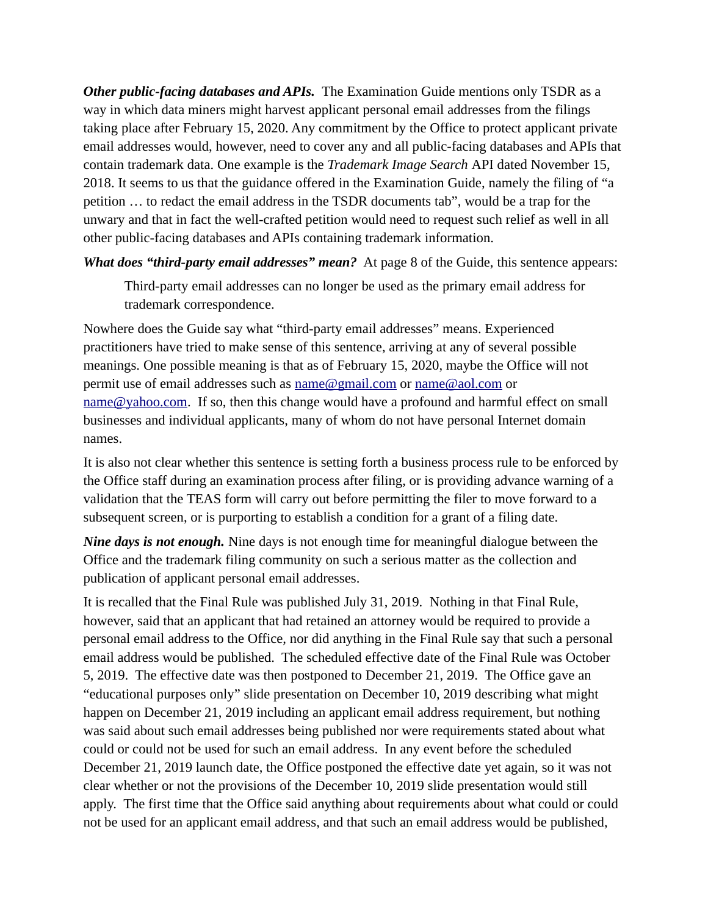***Other public-facing databases and APIs.*** The Examination Guide mentions only TSDR as a way in which data miners might harvest applicant personal email addresses from the filings taking place after February 15, 2020. Any commitment by the Office to protect applicant private email addresses would, however, need to cover any and all public-facing databases and APIs that contain trademark data. One example is the *Trademark Image Search* API dated November 15, 2018. It seems to us that the guidance offered in the Examination Guide, namely the filing of "a petition … to redact the email address in the TSDR documents tab", would be a trap for the unwary and that in fact the well-crafted petition would need to request such relief as well in all other public-facing databases and APIs containing trademark information.

***What does "third-party email addresses" mean?*** At page 8 of the Guide, this sentence appears:

> Third-party email addresses can no longer be used as the primary email address for trademark correspondence.

Nowhere does the Guide say what "third-party email addresses" means. Experienced practitioners have tried to make sense of this sentence, arriving at any of several possible meanings. One possible meaning is that as of February 15, 2020, maybe the Office will not permit use of email addresses such as name@gmail.com or name@aol.com or name@yahoo.com. If so, then this change would have a profound and harmful effect on small businesses and individual applicants, many of whom do not have personal Internet domain names.

It is also not clear whether this sentence is setting forth a business process rule to be enforced by the Office staff during an examination process after filing, or is providing advance warning of a validation that the TEAS form will carry out before permitting the filer to move forward to a subsequent screen, or is purporting to establish a condition for a grant of a filing date.

***Nine days is not enough.*** Nine days is not enough time for meaningful dialogue between the Office and the trademark filing community on such a serious matter as the collection and publication of applicant personal email addresses.

It is recalled that the Final Rule was published July 31, 2019. Nothing in that Final Rule, however, said that an applicant that had retained an attorney would be required to provide a personal email address to the Office, nor did anything in the Final Rule say that such a personal email address would be published. The scheduled effective date of the Final Rule was October 5, 2019. The effective date was then postponed to December 21, 2019. The Office gave an "educational purposes only" slide presentation on December 10, 2019 describing what might happen on December 21, 2019 including an applicant email address requirement, but nothing was said about such email addresses being published nor were requirements stated about what could or could not be used for such an email address. In any event before the scheduled December 21, 2019 launch date, the Office postponed the effective date yet again, so it was not clear whether or not the provisions of the December 10, 2019 slide presentation would still apply. The first time that the Office said anything about requirements about what could or could not be used for an applicant email address, and that such an email address would be published,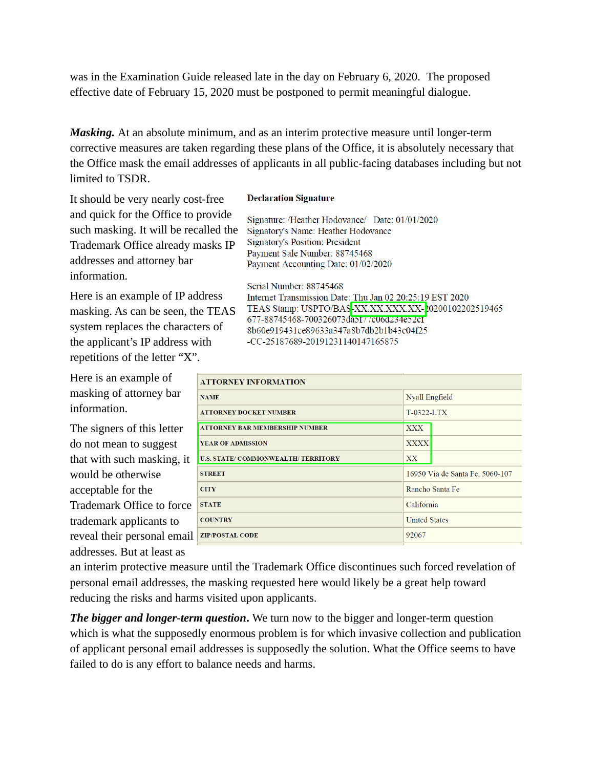was in the Examination Guide released late in the day on February 6, 2020. The proposed effective date of February 15, 2020 must be postponed to permit meaningful dialogue.

***Masking.*** At an absolute minimum, and as an interim protective measure until longer-term corrective measures are taken regarding these plans of the Office, it is absolutely necessary that the Office mask the email addresses of applicants in all public-facing databases including but not limited to TSDR.

It should be very nearly cost-free and quick for the Office to provide such masking. It will be recalled the Trademark Office already masks IP addresses and attorney bar information.

Here is an example of IP address masking. As can be seen, the TEAS system replaces the characters of the applicant's IP address with repetitions of the letter "X".

**Declaration Signature**

Signature: /Heather Hodovance/ Date: 01/01/2020
Signatory's Name: Heather Hodovance
Signatory's Position: President
Payment Sale Number: 88745468
Payment Accounting Date: 01/02/2020

Serial Number: 88745468
Internet Transmission Date: Thu Jan 02 20:25:19 EST 2020
TEAS Stamp: USPTO/BAS-XX.XX.XXX.XX-20200102202519465677-88745468-700326073da5177c06d234e52c18b60e919431ce89633a347a8b7db2b1b43c04f25-CC-25187689-20191231140147165875

Here is an example of masking of attorney bar information.

| ATTORNEY INFORMATION | |
|---|---|
| NAME | Nyall Engfield |
| ATTORNEY DOCKET NUMBER | T-0322-LTX |
| ATTORNEY BAR MEMBERSHIP NUMBER | XXX |
| YEAR OF ADMISSION | XXXX |
| U.S. STATE/ COMMONWEALTH/ TERRITORY | XX |
| STREET | 16950 Via de Santa Fe, 5060-107 |
| CITY | Rancho Santa Fe |
| STATE | California |
| COUNTRY | United States |
| ZIP/POSTAL CODE | 92067 |

The signers of this letter do not mean to suggest that with such masking, it would be otherwise acceptable for the Trademark Office to force trademark applicants to reveal their personal email addresses. But at least as an interim protective measure until the Trademark Office discontinues such forced revelation of personal email addresses, the masking requested here would likely be a great help toward reducing the risks and harms visited upon applicants.

***The bigger and longer-term question***. We turn now to the bigger and longer-term question which is what the supposedly enormous problem is for which invasive collection and publication of applicant personal email addresses is supposedly the solution. What the Office seems to have failed to do is any effort to balance needs and harms.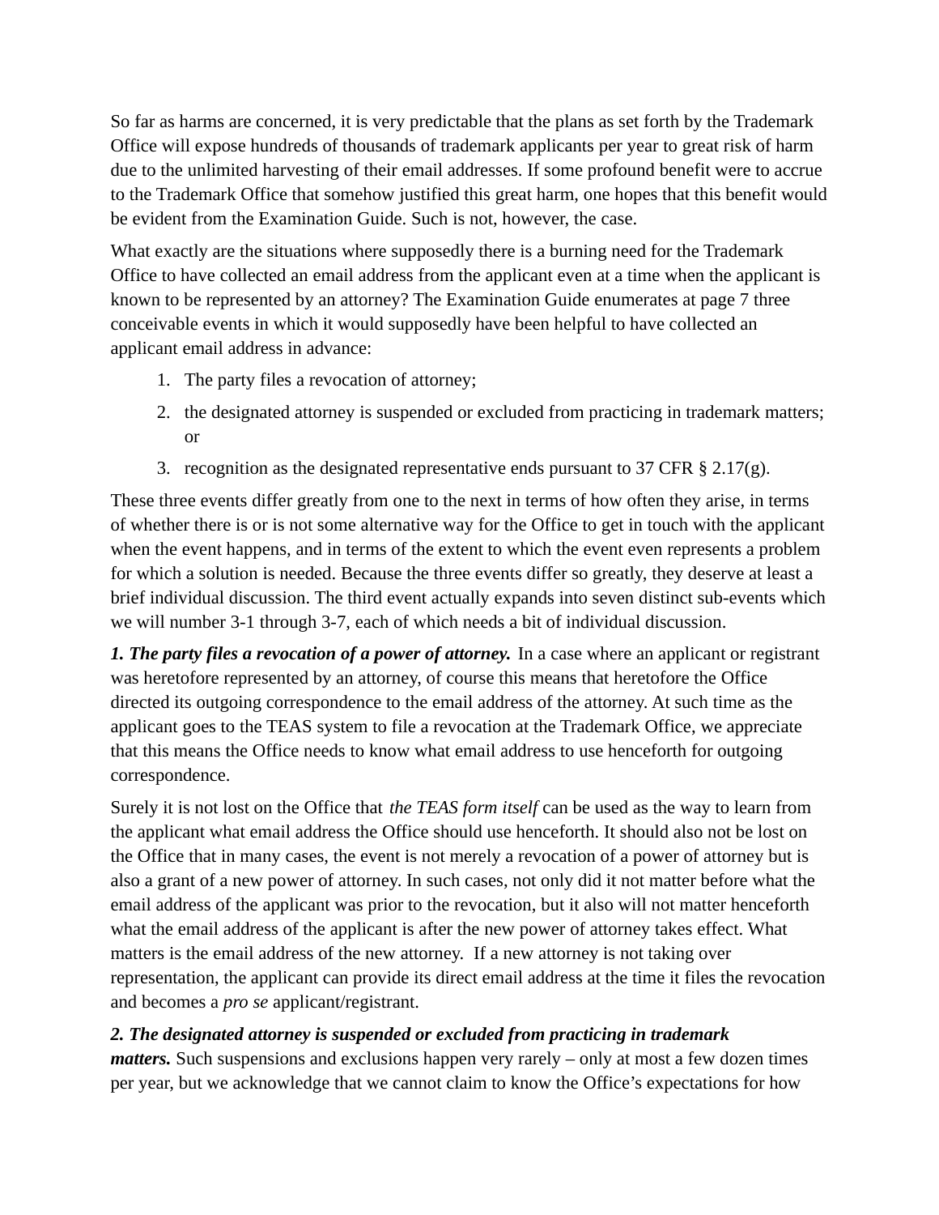So far as harms are concerned, it is very predictable that the plans as set forth by the Trademark Office will expose hundreds of thousands of trademark applicants per year to great risk of harm due to the unlimited harvesting of their email addresses. If some profound benefit were to accrue to the Trademark Office that somehow justified this great harm, one hopes that this benefit would be evident from the Examination Guide. Such is not, however, the case.

What exactly are the situations where supposedly there is a burning need for the Trademark Office to have collected an email address from the applicant even at a time when the applicant is known to be represented by an attorney? The Examination Guide enumerates at page 7 three conceivable events in which it would supposedly have been helpful to have collected an applicant email address in advance:

1. The party files a revocation of attorney;
2. the designated attorney is suspended or excluded from practicing in trademark matters; or
3. recognition as the designated representative ends pursuant to 37 CFR § 2.17(g).

These three events differ greatly from one to the next in terms of how often they arise, in terms of whether there is or is not some alternative way for the Office to get in touch with the applicant when the event happens, and in terms of the extent to which the event even represents a problem for which a solution is needed. Because the three events differ so greatly, they deserve at least a brief individual discussion. The third event actually expands into seven distinct sub-events which we will number 3-1 through 3-7, each of which needs a bit of individual discussion.

***1. The party files a revocation of a power of attorney.*** In a case where an applicant or registrant was heretofore represented by an attorney, of course this means that heretofore the Office directed its outgoing correspondence to the email address of the attorney. At such time as the applicant goes to the TEAS system to file a revocation at the Trademark Office, we appreciate that this means the Office needs to know what email address to use henceforth for outgoing correspondence.

Surely it is not lost on the Office that *the TEAS form itself* can be used as the way to learn from the applicant what email address the Office should use henceforth. It should also not be lost on the Office that in many cases, the event is not merely a revocation of a power of attorney but is also a grant of a new power of attorney. In such cases, not only did it not matter before what the email address of the applicant was prior to the revocation, but it also will not matter henceforth what the email address of the applicant is after the new power of attorney takes effect. What matters is the email address of the new attorney. If a new attorney is not taking over representation, the applicant can provide its direct email address at the time it files the revocation and becomes a *pro se* applicant/registrant.

***2. The designated attorney is suspended or excluded from practicing in trademark matters.*** Such suspensions and exclusions happen very rarely – only at most a few dozen times per year, but we acknowledge that we cannot claim to know the Office's expectations for how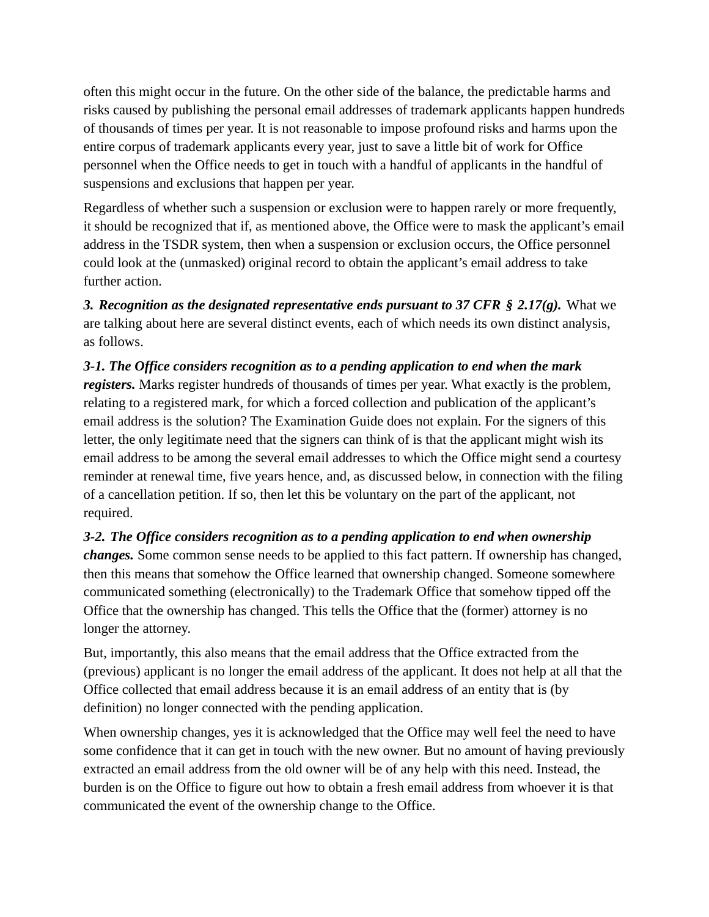often this might occur in the future. On the other side of the balance, the predictable harms and risks caused by publishing the personal email addresses of trademark applicants happen hundreds of thousands of times per year. It is not reasonable to impose profound risks and harms upon the entire corpus of trademark applicants every year, just to save a little bit of work for Office personnel when the Office needs to get in touch with a handful of applicants in the handful of suspensions and exclusions that happen per year.

Regardless of whether such a suspension or exclusion were to happen rarely or more frequently, it should be recognized that if, as mentioned above, the Office were to mask the applicant's email address in the TSDR system, then when a suspension or exclusion occurs, the Office personnel could look at the (unmasked) original record to obtain the applicant's email address to take further action.

***3. Recognition as the designated representative ends pursuant to 37 CFR § 2.17(g).*** What we are talking about here are several distinct events, each of which needs its own distinct analysis, as follows.

***3-1. The Office considers recognition as to a pending application to end when the mark registers.*** Marks register hundreds of thousands of times per year. What exactly is the problem, relating to a registered mark, for which a forced collection and publication of the applicant's email address is the solution? The Examination Guide does not explain. For the signers of this letter, the only legitimate need that the signers can think of is that the applicant might wish its email address to be among the several email addresses to which the Office might send a courtesy reminder at renewal time, five years hence, and, as discussed below, in connection with the filing of a cancellation petition. If so, then let this be voluntary on the part of the applicant, not required.

***3-2. The Office considers recognition as to a pending application to end when ownership changes.*** Some common sense needs to be applied to this fact pattern. If ownership has changed, then this means that somehow the Office learned that ownership changed. Someone somewhere communicated something (electronically) to the Trademark Office that somehow tipped off the Office that the ownership has changed. This tells the Office that the (former) attorney is no longer the attorney.

But, importantly, this also means that the email address that the Office extracted from the (previous) applicant is no longer the email address of the applicant. It does not help at all that the Office collected that email address because it is an email address of an entity that is (by definition) no longer connected with the pending application.

When ownership changes, yes it is acknowledged that the Office may well feel the need to have some confidence that it can get in touch with the new owner. But no amount of having previously extracted an email address from the old owner will be of any help with this need. Instead, the burden is on the Office to figure out how to obtain a fresh email address from whoever it is that communicated the event of the ownership change to the Office.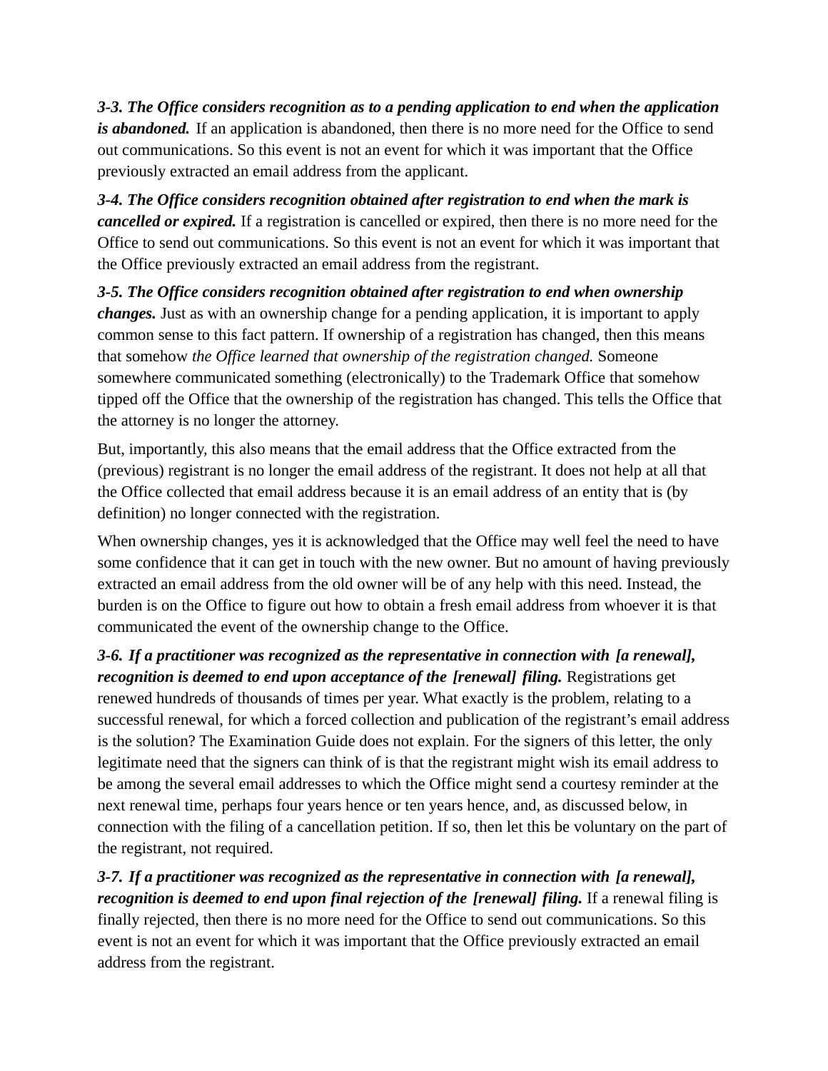***3-3. The Office considers recognition as to a pending application to end when the application is abandoned.*** If an application is abandoned, then there is no more need for the Office to send out communications. So this event is not an event for which it was important that the Office previously extracted an email address from the applicant.

***3-4. The Office considers recognition obtained after registration to end when the mark is cancelled or expired.*** If a registration is cancelled or expired, then there is no more need for the Office to send out communications. So this event is not an event for which it was important that the Office previously extracted an email address from the registrant.

***3-5. The Office considers recognition obtained after registration to end when ownership changes.*** Just as with an ownership change for a pending application, it is important to apply common sense to this fact pattern. If ownership of a registration has changed, then this means that somehow *the Office learned that ownership of the registration changed.* Someone somewhere communicated something (electronically) to the Trademark Office that somehow tipped off the Office that the ownership of the registration has changed. This tells the Office that the attorney is no longer the attorney.

But, importantly, this also means that the email address that the Office extracted from the (previous) registrant is no longer the email address of the registrant. It does not help at all that the Office collected that email address because it is an email address of an entity that is (by definition) no longer connected with the registration.

When ownership changes, yes it is acknowledged that the Office may well feel the need to have some confidence that it can get in touch with the new owner. But no amount of having previously extracted an email address from the old owner will be of any help with this need. Instead, the burden is on the Office to figure out how to obtain a fresh email address from whoever it is that communicated the event of the ownership change to the Office.

***3-6. If a practitioner was recognized as the representative in connection with [a renewal], recognition is deemed to end upon acceptance of the [renewal] filing.*** Registrations get renewed hundreds of thousands of times per year. What exactly is the problem, relating to a successful renewal, for which a forced collection and publication of the registrant's email address is the solution? The Examination Guide does not explain. For the signers of this letter, the only legitimate need that the signers can think of is that the registrant might wish its email address to be among the several email addresses to which the Office might send a courtesy reminder at the next renewal time, perhaps four years hence or ten years hence, and, as discussed below, in connection with the filing of a cancellation petition. If so, then let this be voluntary on the part of the registrant, not required.

***3-7. If a practitioner was recognized as the representative in connection with [a renewal], recognition is deemed to end upon final rejection of the [renewal] filing.*** If a renewal filing is finally rejected, then there is no more need for the Office to send out communications. So this event is not an event for which it was important that the Office previously extracted an email address from the registrant.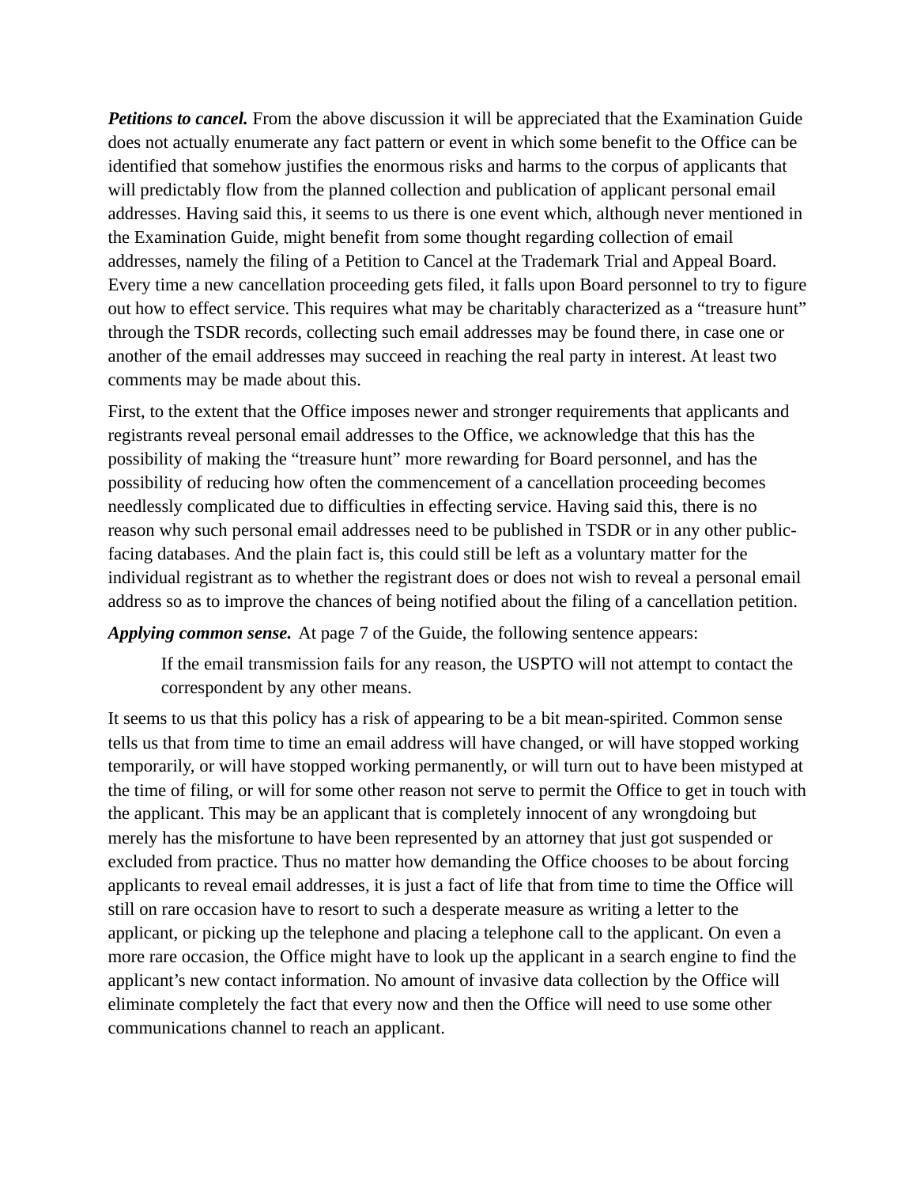***Petitions to cancel.*** From the above discussion it will be appreciated that the Examination Guide does not actually enumerate any fact pattern or event in which some benefit to the Office can be identified that somehow justifies the enormous risks and harms to the corpus of applicants that will predictably flow from the planned collection and publication of applicant personal email addresses. Having said this, it seems to us there is one event which, although never mentioned in the Examination Guide, might benefit from some thought regarding collection of email addresses, namely the filing of a Petition to Cancel at the Trademark Trial and Appeal Board. Every time a new cancellation proceeding gets filed, it falls upon Board personnel to try to figure out how to effect service. This requires what may be charitably characterized as a "treasure hunt" through the TSDR records, collecting such email addresses may be found there, in case one or another of the email addresses may succeed in reaching the real party in interest. At least two comments may be made about this.

First, to the extent that the Office imposes newer and stronger requirements that applicants and registrants reveal personal email addresses to the Office, we acknowledge that this has the possibility of making the "treasure hunt" more rewarding for Board personnel, and has the possibility of reducing how often the commencement of a cancellation proceeding becomes needlessly complicated due to difficulties in effecting service. Having said this, there is no reason why such personal email addresses need to be published in TSDR or in any other public-facing databases. And the plain fact is, this could still be left as a voluntary matter for the individual registrant as to whether the registrant does or does not wish to reveal a personal email address so as to improve the chances of being notified about the filing of a cancellation petition.

***Applying common sense.*** At page 7 of the Guide, the following sentence appears:

> If the email transmission fails for any reason, the USPTO will not attempt to contact the correspondent by any other means.

It seems to us that this policy has a risk of appearing to be a bit mean-spirited. Common sense tells us that from time to time an email address will have changed, or will have stopped working temporarily, or will have stopped working permanently, or will turn out to have been mistyped at the time of filing, or will for some other reason not serve to permit the Office to get in touch with the applicant. This may be an applicant that is completely innocent of any wrongdoing but merely has the misfortune to have been represented by an attorney that just got suspended or excluded from practice. Thus no matter how demanding the Office chooses to be about forcing applicants to reveal email addresses, it is just a fact of life that from time to time the Office will still on rare occasion have to resort to such a desperate measure as writing a letter to the applicant, or picking up the telephone and placing a telephone call to the applicant. On even a more rare occasion, the Office might have to look up the applicant in a search engine to find the applicant's new contact information. No amount of invasive data collection by the Office will eliminate completely the fact that every now and then the Office will need to use some other communications channel to reach an applicant.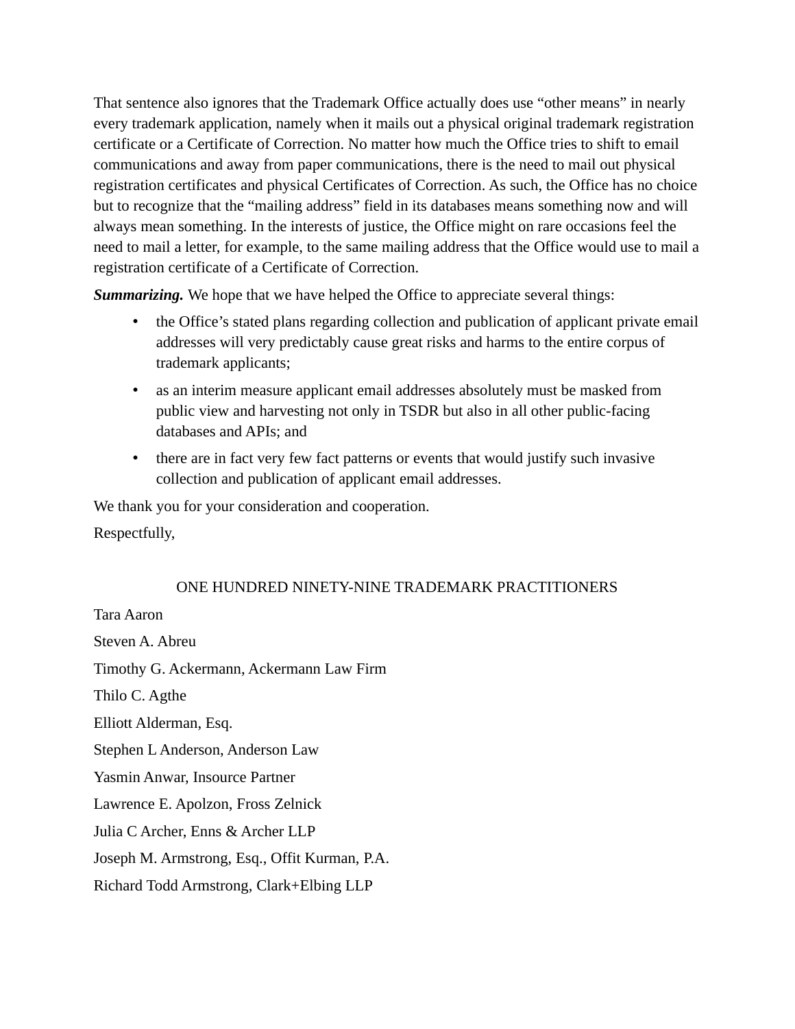That sentence also ignores that the Trademark Office actually does use “other means” in nearly every trademark application, namely when it mails out a physical original trademark registration certificate or a Certificate of Correction. No matter how much the Office tries to shift to email communications and away from paper communications, there is the need to mail out physical registration certificates and physical Certificates of Correction. As such, the Office has no choice but to recognize that the “mailing address” field in its databases means something now and will always mean something. In the interests of justice, the Office might on rare occasions feel the need to mail a letter, for example, to the same mailing address that the Office would use to mail a registration certificate of a Certificate of Correction.

***Summarizing.*** We hope that we have helped the Office to appreciate several things:

- the Office’s stated plans regarding collection and publication of applicant private email addresses will very predictably cause great risks and harms to the entire corpus of trademark applicants;
- as an interim measure applicant email addresses absolutely must be masked from public view and harvesting not only in TSDR but also in all other public-facing databases and APIs; and
- there are in fact very few fact patterns or events that would justify such invasive collection and publication of applicant email addresses.

We thank you for your consideration and cooperation.

Respectfully,

ONE HUNDRED NINETY-NINE TRADEMARK PRACTITIONERS

Tara Aaron

Steven A. Abreu

Timothy G. Ackermann, Ackermann Law Firm

Thilo C. Agthe

Elliott Alderman, Esq.

Stephen L Anderson, Anderson Law

Yasmin Anwar, Insource Partner

Lawrence E. Apolzon, Fross Zelnick

Julia C Archer, Enns & Archer LLP

Joseph M. Armstrong, Esq., Offit Kurman, P.A.

Richard Todd Armstrong, Clark+Elbing LLP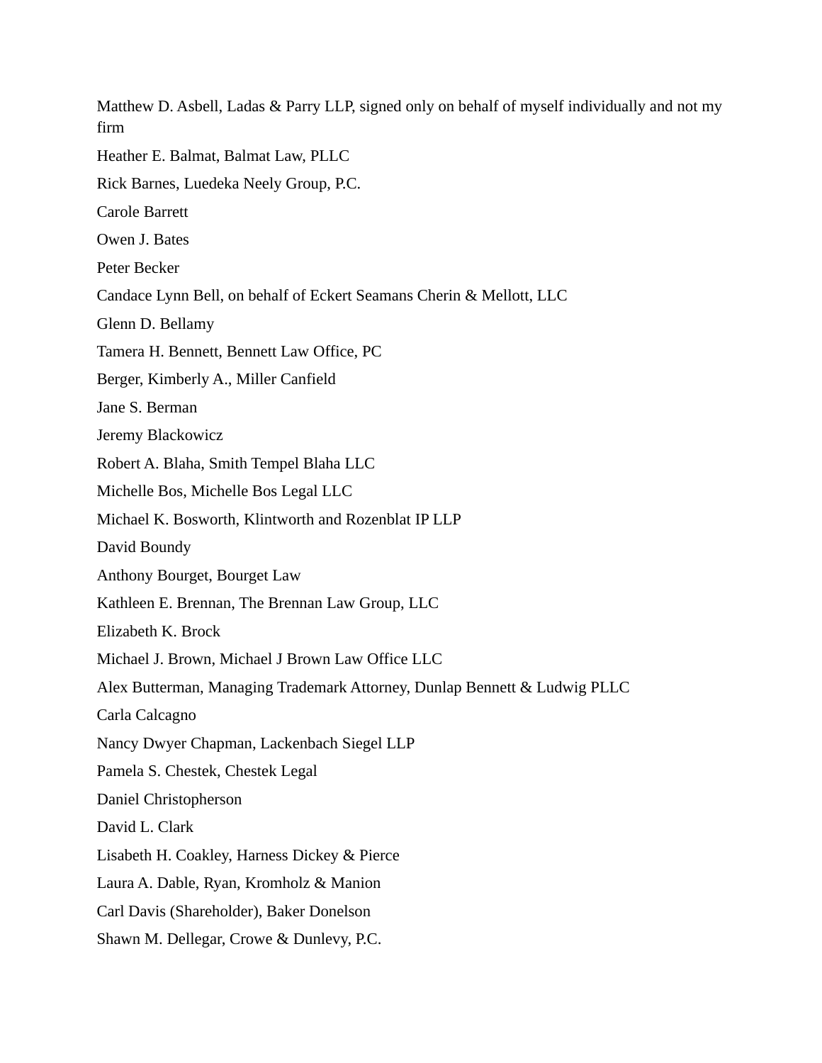Matthew D. Asbell, Ladas & Parry LLP, signed only on behalf of myself individually and not my firm

Heather E. Balmat, Balmat Law, PLLC

Rick Barnes, Luedeka Neely Group, P.C.

Carole Barrett

Owen J. Bates

Peter Becker

Candace Lynn Bell, on behalf of Eckert Seamans Cherin & Mellott, LLC

Glenn D. Bellamy

Tamera H. Bennett, Bennett Law Office, PC

Berger, Kimberly A., Miller Canfield

Jane S. Berman

Jeremy Blackowicz

Robert A. Blaha, Smith Tempel Blaha LLC

Michelle Bos, Michelle Bos Legal LLC

Michael K. Bosworth, Klintworth and Rozenblat IP LLP

David Boundy

Anthony Bourget, Bourget Law

Kathleen E. Brennan, The Brennan Law Group, LLC

Elizabeth K. Brock

Michael J. Brown, Michael J Brown Law Office LLC

Alex Butterman, Managing Trademark Attorney, Dunlap Bennett & Ludwig PLLC

Carla Calcagno

Nancy Dwyer Chapman, Lackenbach Siegel LLP

Pamela S. Chestek, Chestek Legal

Daniel Christopherson

David L. Clark

Lisabeth H. Coakley, Harness Dickey & Pierce

Laura A. Dable, Ryan, Kromholz & Manion

Carl Davis (Shareholder), Baker Donelson

Shawn M. Dellegar, Crowe & Dunlevy, P.C.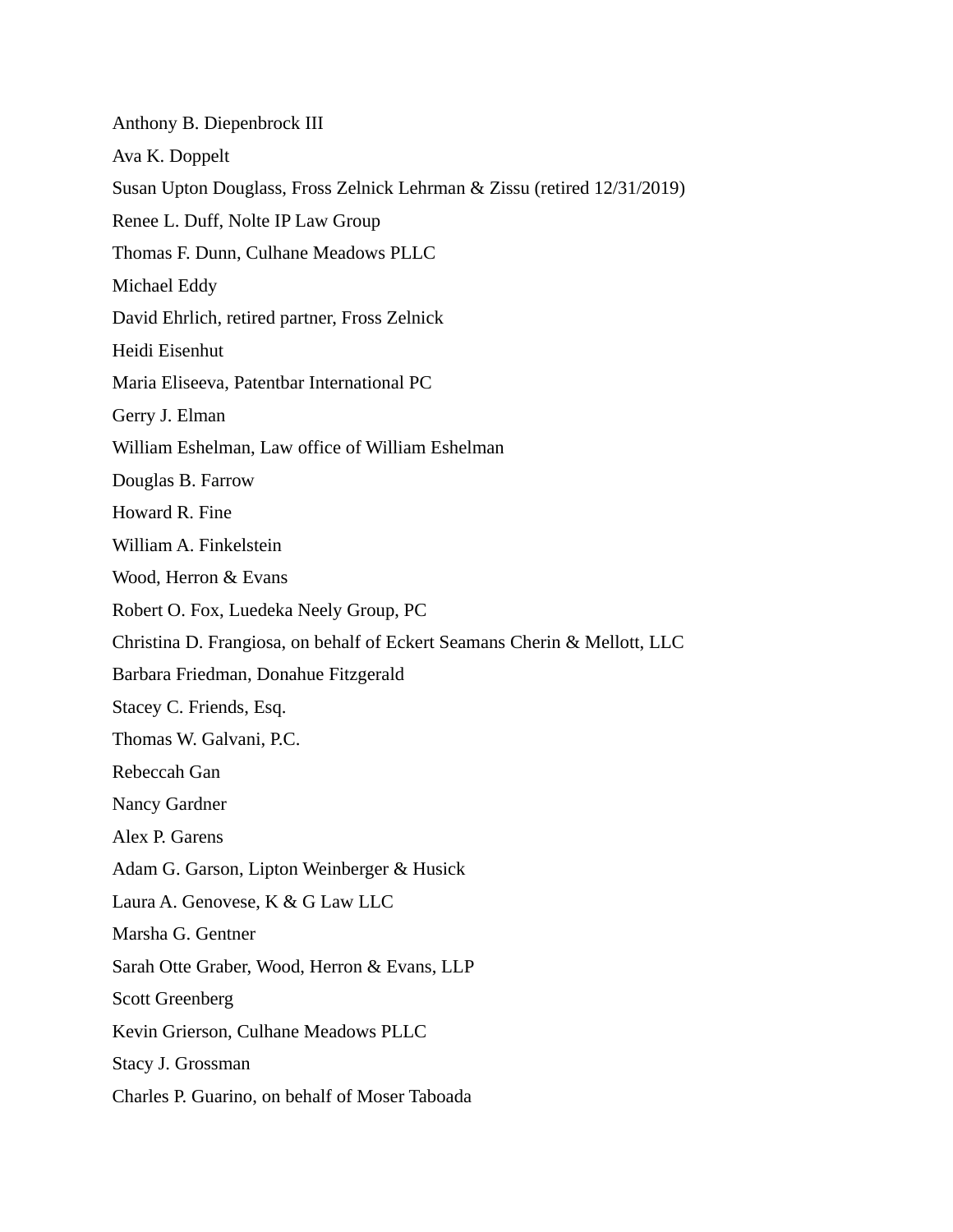Anthony B. Diepenbrock III

Ava K. Doppelt

Susan Upton Douglass, Fross Zelnick Lehrman & Zissu (retired 12/31/2019)

Renee L. Duff, Nolte IP Law Group

Thomas F. Dunn, Culhane Meadows PLLC

Michael Eddy

David Ehrlich, retired partner, Fross Zelnick

Heidi Eisenhut

Maria Eliseeva, Patentbar International PC

Gerry J. Elman

William Eshelman, Law office of William Eshelman

Douglas B. Farrow

Howard R. Fine

William A. Finkelstein

Wood, Herron & Evans

Robert O. Fox, Luedeka Neely Group, PC

Christina D. Frangiosa, on behalf of Eckert Seamans Cherin & Mellott, LLC

Barbara Friedman, Donahue Fitzgerald

Stacey C. Friends, Esq.

Thomas W. Galvani, P.C.

Rebeccah Gan

Nancy Gardner

Alex P. Garens

Adam G. Garson, Lipton Weinberger & Husick

Laura A. Genovese, K & G Law LLC

Marsha G. Gentner

Sarah Otte Graber, Wood, Herron & Evans, LLP

Scott Greenberg

Kevin Grierson, Culhane Meadows PLLC

Stacy J. Grossman

Charles P. Guarino, on behalf of Moser Taboada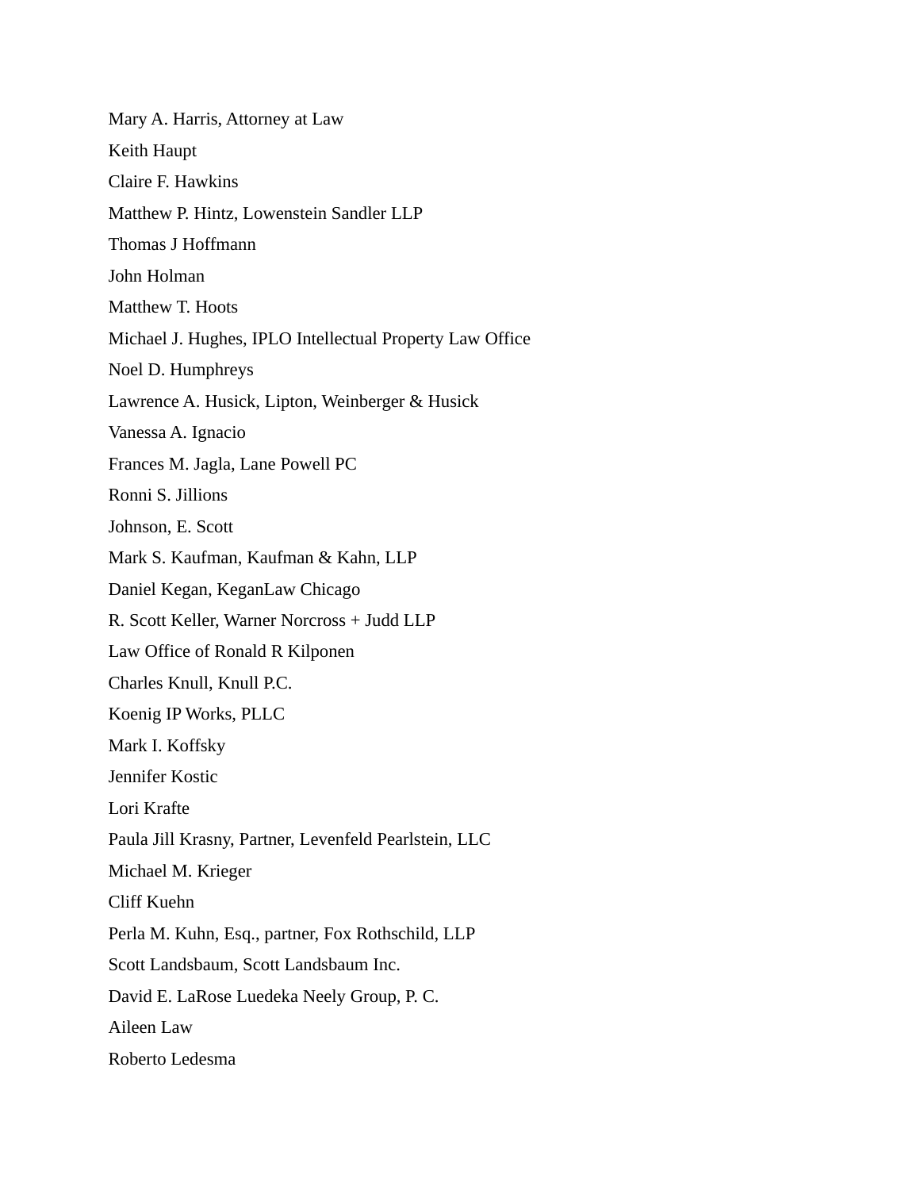Mary A. Harris, Attorney at Law

Keith Haupt

Claire F. Hawkins

Matthew P. Hintz, Lowenstein Sandler LLP

Thomas J Hoffmann

John Holman

Matthew T. Hoots

Michael J. Hughes, IPLO Intellectual Property Law Office

Noel D. Humphreys

Lawrence A. Husick, Lipton, Weinberger & Husick

Vanessa A. Ignacio

Frances M. Jagla, Lane Powell PC

Ronni S. Jillions

Johnson, E. Scott

Mark S. Kaufman, Kaufman & Kahn, LLP

Daniel Kegan, KeganLaw Chicago

R. Scott Keller, Warner Norcross + Judd LLP

Law Office of Ronald R Kilponen

Charles Knull, Knull P.C.

Koenig IP Works, PLLC

Mark I. Koffsky

Jennifer Kostic

Lori Krafte

Paula Jill Krasny, Partner, Levenfeld Pearlstein, LLC

Michael M. Krieger

Cliff Kuehn

Perla M. Kuhn, Esq., partner, Fox Rothschild, LLP

Scott Landsbaum, Scott Landsbaum Inc.

David E. LaRose Luedeka Neely Group, P. C.

Aileen Law

Roberto Ledesma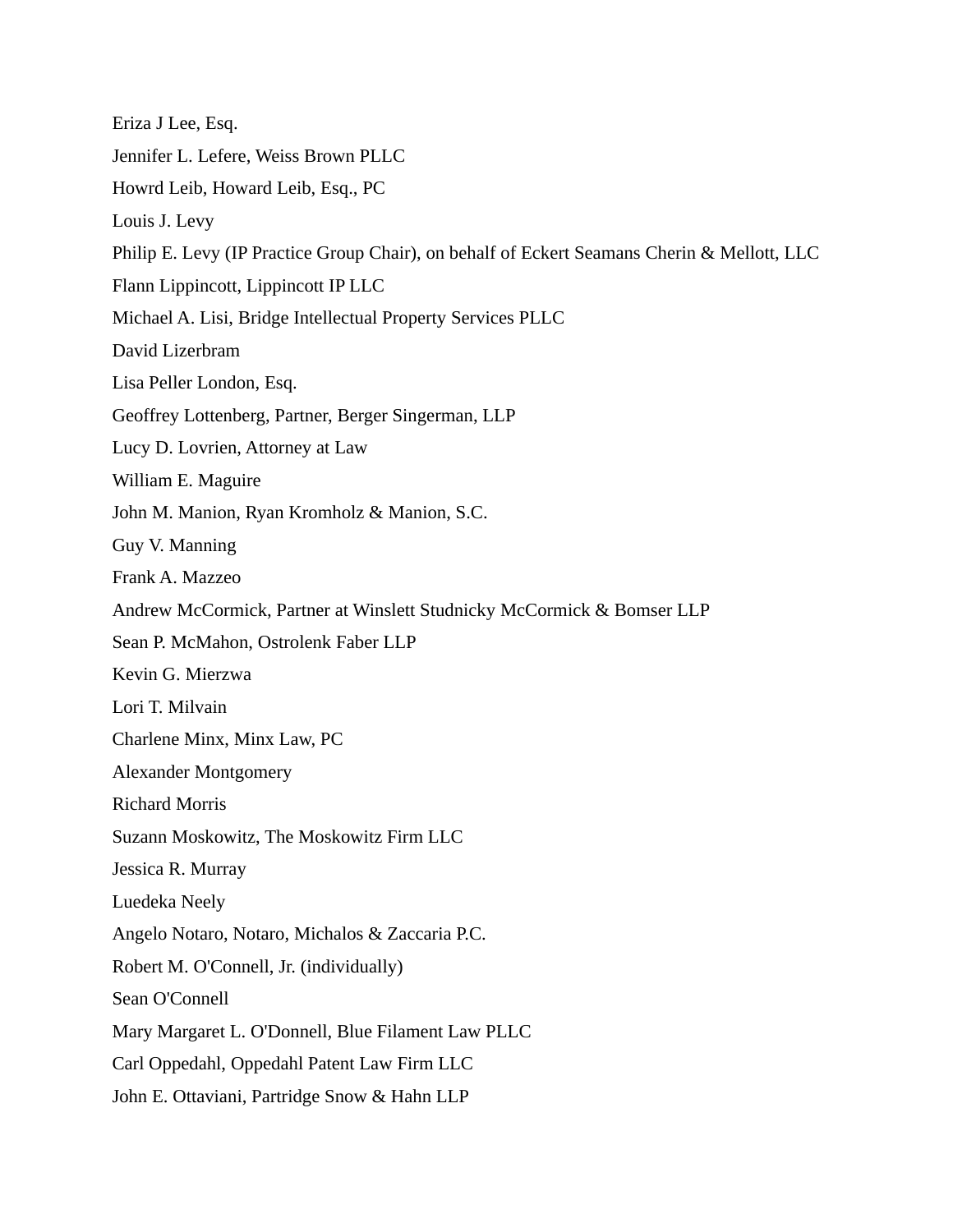Eriza J Lee, Esq.

Jennifer L. Lefere, Weiss Brown PLLC

Howrd Leib, Howard Leib, Esq., PC

Louis J. Levy

Philip E. Levy (IP Practice Group Chair), on behalf of Eckert Seamans Cherin & Mellott, LLC

Flann Lippincott, Lippincott IP LLC

Michael A. Lisi, Bridge Intellectual Property Services PLLC

David Lizerbram

Lisa Peller London, Esq.

Geoffrey Lottenberg, Partner, Berger Singerman, LLP

Lucy D. Lovrien, Attorney at Law

William E. Maguire

John M. Manion, Ryan Kromholz & Manion, S.C.

Guy V. Manning

Frank A. Mazzeo

Andrew McCormick, Partner at Winslett Studnicky McCormick & Bomser LLP

Sean P. McMahon, Ostrolenk Faber LLP

Kevin G. Mierzwa

Lori T. Milvain

Charlene Minx, Minx Law, PC

Alexander Montgomery

Richard Morris

Suzann Moskowitz, The Moskowitz Firm LLC

Jessica R. Murray

Luedeka Neely

Angelo Notaro, Notaro, Michalos & Zaccaria P.C.

Robert M. O'Connell, Jr. (individually)

Sean O'Connell

Mary Margaret L. O'Donnell, Blue Filament Law PLLC

Carl Oppedahl, Oppedahl Patent Law Firm LLC

John E. Ottaviani, Partridge Snow & Hahn LLP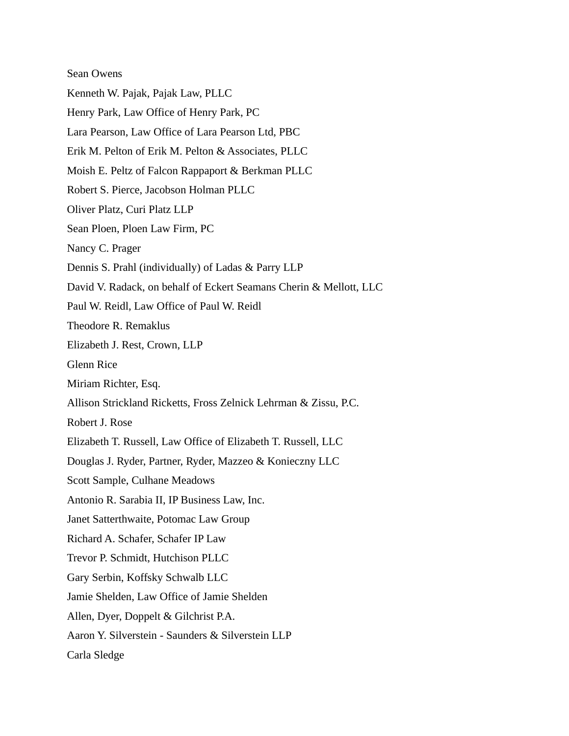Sean Owens

Kenneth W. Pajak, Pajak Law, PLLC

Henry Park, Law Office of Henry Park, PC

Lara Pearson, Law Office of Lara Pearson Ltd, PBC

Erik M. Pelton of Erik M. Pelton & Associates, PLLC

Moish E. Peltz of Falcon Rappaport & Berkman PLLC

Robert S. Pierce, Jacobson Holman PLLC

Oliver Platz, Curi Platz LLP

Sean Ploen, Ploen Law Firm, PC

Nancy C. Prager

Dennis S. Prahl (individually) of Ladas & Parry LLP

David V. Radack, on behalf of Eckert Seamans Cherin & Mellott, LLC

Paul W. Reidl, Law Office of Paul W. Reidl

Theodore R. Remaklus

Elizabeth J. Rest, Crown, LLP

Glenn Rice

Miriam Richter, Esq.

Allison Strickland Ricketts, Fross Zelnick Lehrman & Zissu, P.C.

Robert J. Rose

Elizabeth T. Russell, Law Office of Elizabeth T. Russell, LLC

Douglas J. Ryder, Partner, Ryder, Mazzeo & Konieczny LLC

Scott Sample, Culhane Meadows

Antonio R. Sarabia II, IP Business Law, Inc.

Janet Satterthwaite, Potomac Law Group

Richard A. Schafer, Schafer IP Law

Trevor P. Schmidt, Hutchison PLLC

Gary Serbin, Koffsky Schwalb LLC

Jamie Shelden, Law Office of Jamie Shelden

Allen, Dyer, Doppelt & Gilchrist P.A.

Aaron Y. Silverstein - Saunders & Silverstein LLP

Carla Sledge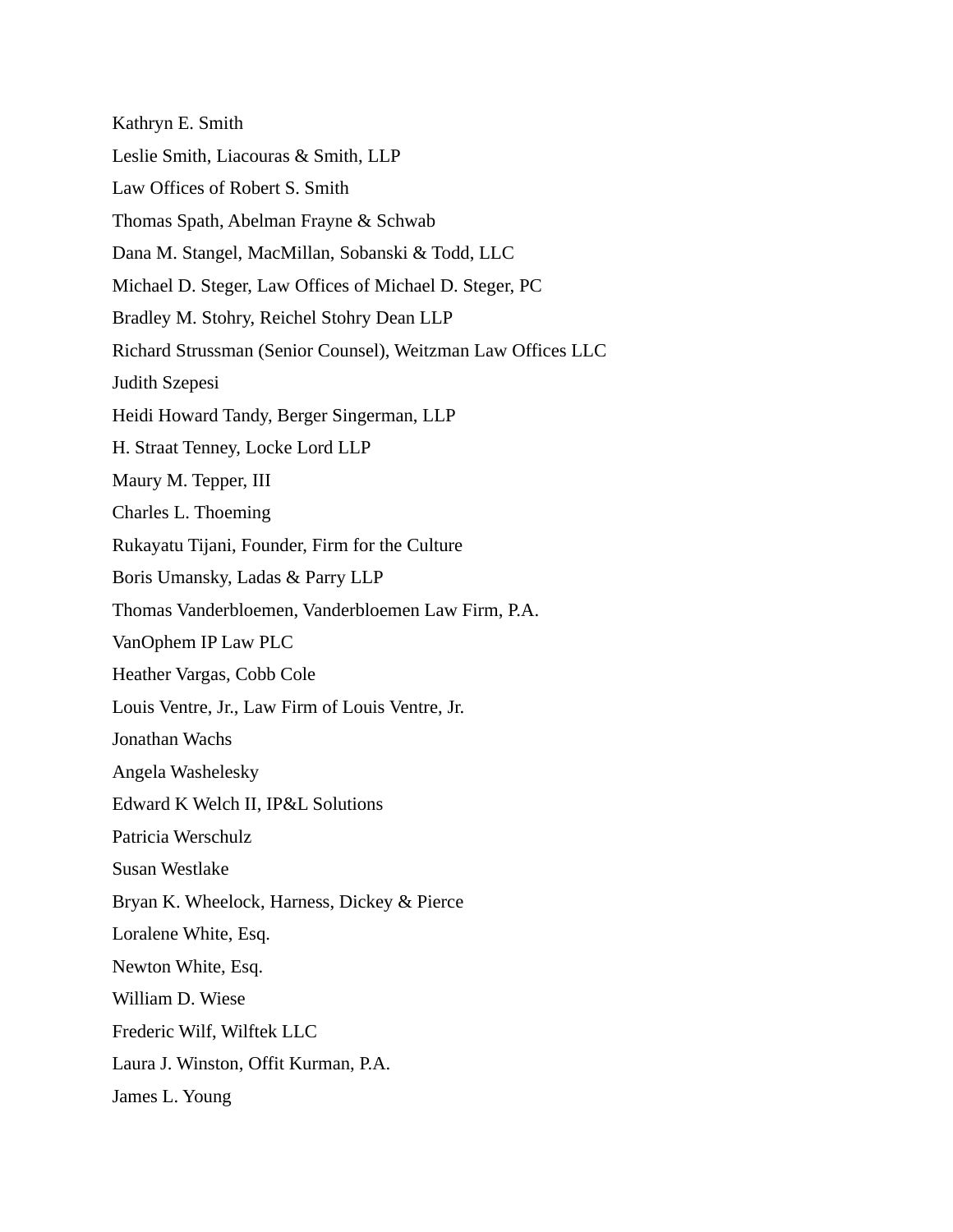Kathryn E. Smith

Leslie Smith, Liacouras & Smith, LLP

Law Offices of Robert S. Smith

Thomas Spath, Abelman Frayne & Schwab

Dana M. Stangel, MacMillan, Sobanski & Todd, LLC

Michael D. Steger, Law Offices of Michael D. Steger, PC

Bradley M. Stohry, Reichel Stohry Dean LLP

Richard Strussman (Senior Counsel), Weitzman Law Offices LLC

Judith Szepesi

Heidi Howard Tandy, Berger Singerman, LLP

H. Straat Tenney, Locke Lord LLP

Maury M. Tepper, III

Charles L. Thoeming

Rukayatu Tijani, Founder, Firm for the Culture

Boris Umansky, Ladas & Parry LLP

Thomas Vanderbloemen, Vanderbloemen Law Firm, P.A.

VanOphem IP Law PLC

Heather Vargas, Cobb Cole

Louis Ventre, Jr., Law Firm of Louis Ventre, Jr.

Jonathan Wachs

Angela Washelesky

Edward K Welch II, IP&L Solutions

Patricia Werschulz

Susan Westlake

Bryan K. Wheelock, Harness, Dickey & Pierce

Loralene White, Esq.

Newton White, Esq.

William D. Wiese

Frederic Wilf, Wilftek LLC

Laura J. Winston, Offit Kurman, P.A.

James L. Young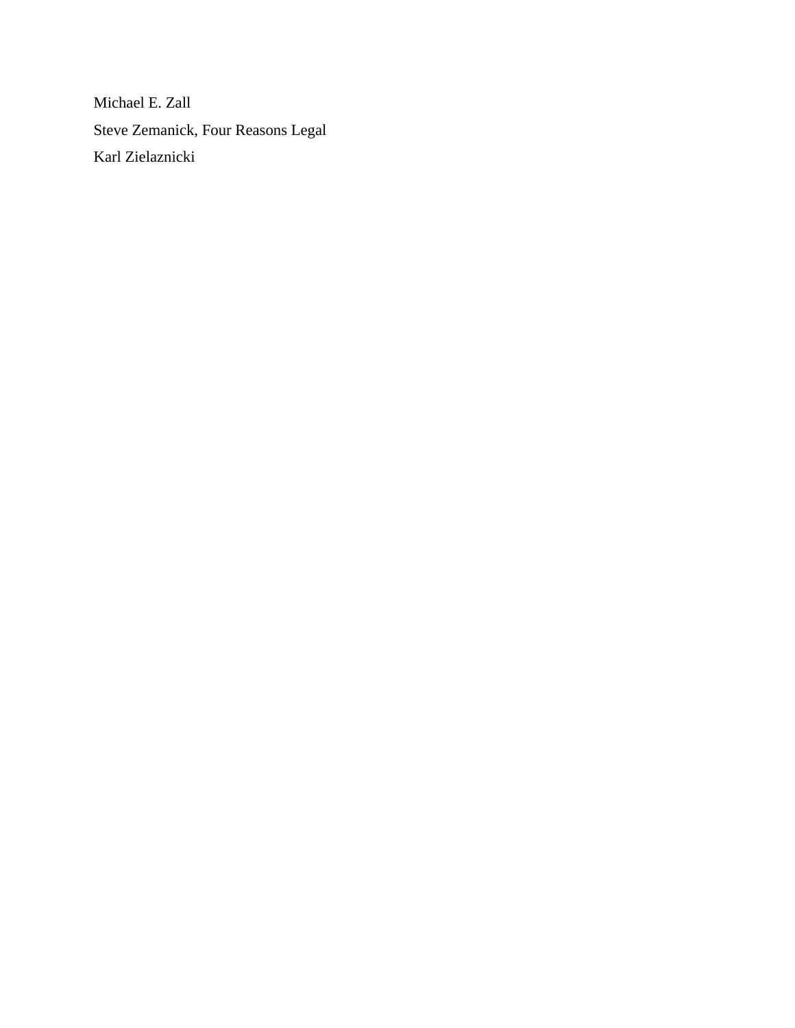Michael E. Zall

Steve Zemanick, Four Reasons Legal

Karl Zielaznicki